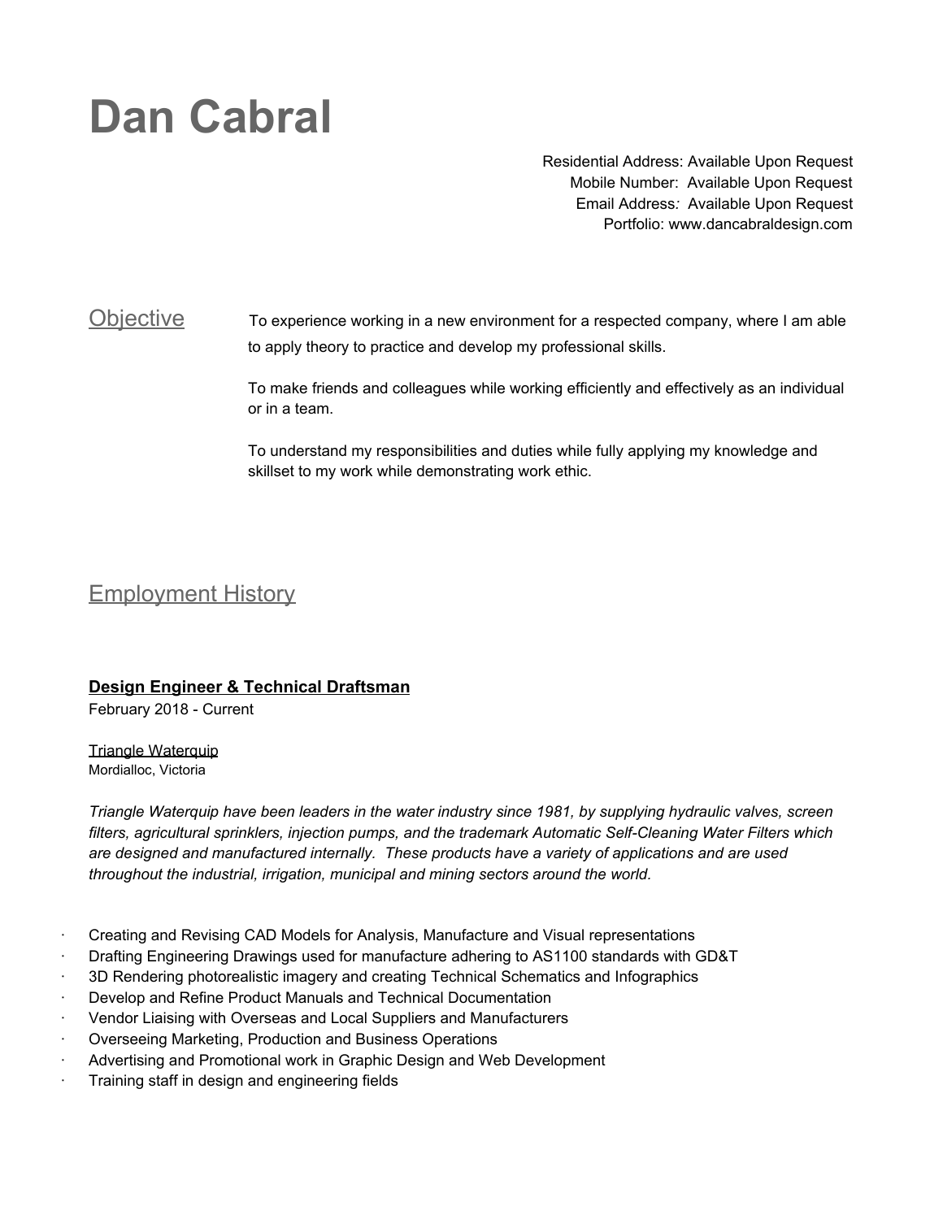# Dan Cabral

Residential Address: Available Upon Request
Mobile Number: Available Upon Request
Email Address*:* Available Upon Request
Portfolio: www.dancabraldesign.com

## Objective

To experience working in a new environment for a respected company, where I am able to apply theory to practice and develop my professional skills.

To make friends and colleagues while working efficiently and effectively as an individual or in a team.

To understand my responsibilities and duties while fully applying my knowledge and skillset to my work while demonstrating work ethic.

## Employment History

### **Design Engineer & Technical Draftsman**

February 2018 - Current

Triangle Waterquip
Mordialloc, Victoria

*Triangle Waterquip have been leaders in the water industry since 1981, by supplying hydraulic valves, screen filters, agricultural sprinklers, injection pumps, and the trademark Automatic Self-Cleaning Water Filters which are designed and manufactured internally. These products have a variety of applications and are used throughout the industrial, irrigation, municipal and mining sectors around the world.*

- Creating and Revising CAD Models for Analysis, Manufacture and Visual representations
- Drafting Engineering Drawings used for manufacture adhering to AS1100 standards with GD&T
- 3D Rendering photorealistic imagery and creating Technical Schematics and Infographics
- Develop and Refine Product Manuals and Technical Documentation
- Vendor Liaising with Overseas and Local Suppliers and Manufacturers
- Overseeing Marketing, Production and Business Operations
- Advertising and Promotional work in Graphic Design and Web Development
- Training staff in design and engineering fields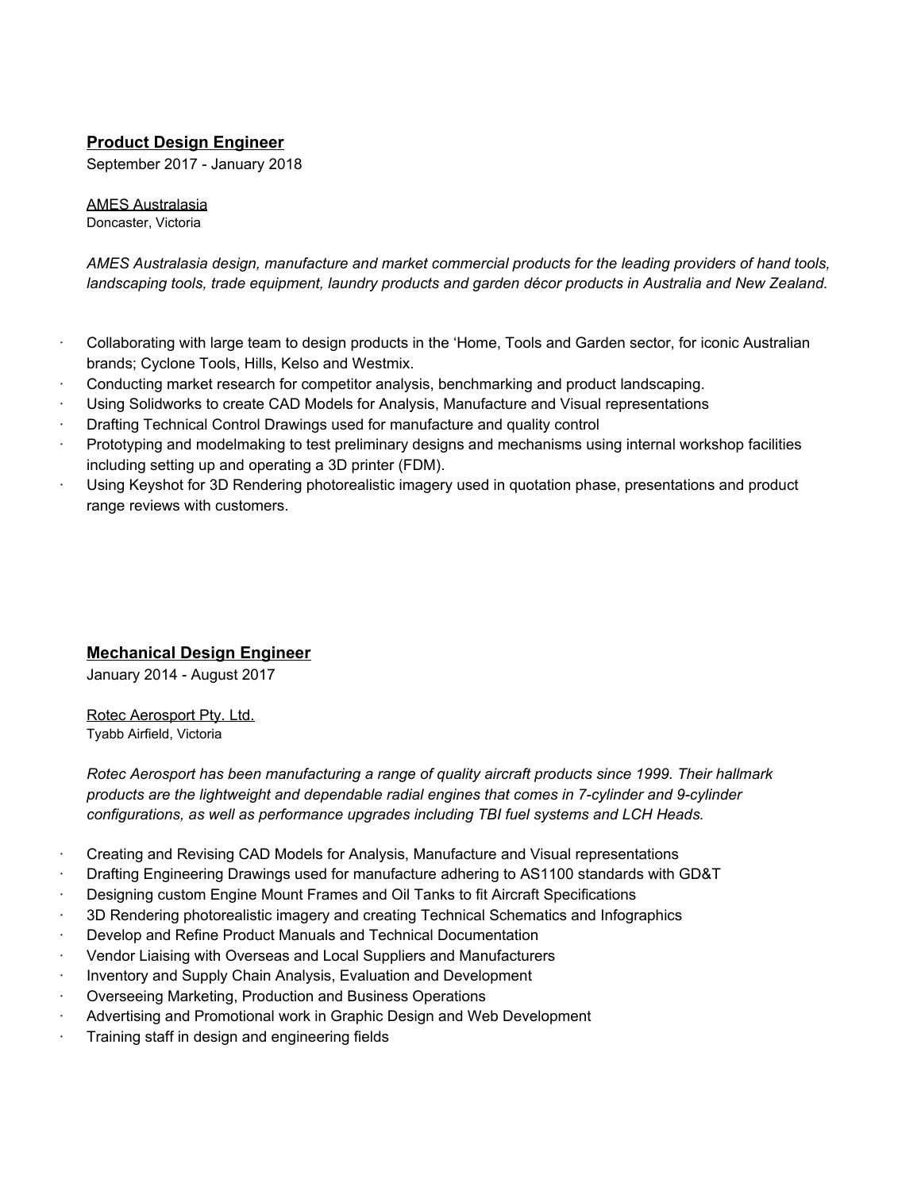### **Product Design Engineer**

September 2017 - January 2018

AMES Australasia
Doncaster, Victoria

*AMES Australasia design, manufacture and market commercial products for the leading providers of hand tools, landscaping tools, trade equipment, laundry products and garden décor products in Australia and New Zealand.*

- Collaborating with large team to design products in the 'Home, Tools and Garden sector, for iconic Australian brands; Cyclone Tools, Hills, Kelso and Westmix.
- Conducting market research for competitor analysis, benchmarking and product landscaping.
- Using Solidworks to create CAD Models for Analysis, Manufacture and Visual representations
- Drafting Technical Control Drawings used for manufacture and quality control
- Prototyping and modelmaking to test preliminary designs and mechanisms using internal workshop facilities including setting up and operating a 3D printer (FDM).
- Using Keyshot for 3D Rendering photorealistic imagery used in quotation phase, presentations and product range reviews with customers.

### **Mechanical Design Engineer**

January 2014 - August 2017

Rotec Aerosport Pty. Ltd.
Tyabb Airfield, Victoria

*Rotec Aerosport has been manufacturing a range of quality aircraft products since 1999. Their hallmark products are the lightweight and dependable radial engines that comes in 7-cylinder and 9-cylinder configurations, as well as performance upgrades including TBI fuel systems and LCH Heads.*

- Creating and Revising CAD Models for Analysis, Manufacture and Visual representations
- Drafting Engineering Drawings used for manufacture adhering to AS1100 standards with GD&T
- Designing custom Engine Mount Frames and Oil Tanks to fit Aircraft Specifications
- 3D Rendering photorealistic imagery and creating Technical Schematics and Infographics
- Develop and Refine Product Manuals and Technical Documentation
- Vendor Liaising with Overseas and Local Suppliers and Manufacturers
- Inventory and Supply Chain Analysis, Evaluation and Development
- Overseeing Marketing, Production and Business Operations
- Advertising and Promotional work in Graphic Design and Web Development
- Training staff in design and engineering fields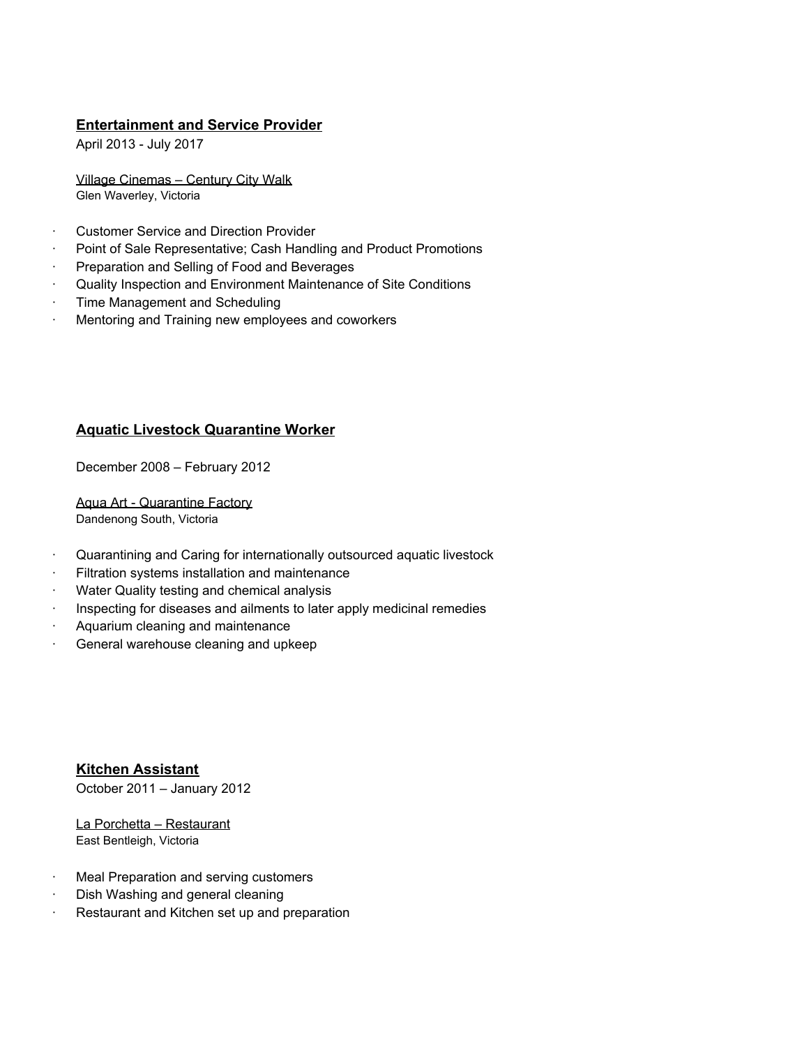### **Entertainment and Service Provider**

April 2013 - July 2017

Village Cinemas – Century City Walk
Glen Waverley, Victoria

- Customer Service and Direction Provider
- Point of Sale Representative; Cash Handling and Product Promotions
- Preparation and Selling of Food and Beverages
- Quality Inspection and Environment Maintenance of Site Conditions
- Time Management and Scheduling
- Mentoring and Training new employees and coworkers

### **Aquatic Livestock Quarantine Worker**

December 2008 – February 2012

Aqua Art - Quarantine Factory
Dandenong South, Victoria

- Quarantining and Caring for internationally outsourced aquatic livestock
- Filtration systems installation and maintenance
- Water Quality testing and chemical analysis
- Inspecting for diseases and ailments to later apply medicinal remedies
- Aquarium cleaning and maintenance
- General warehouse cleaning and upkeep

### **Kitchen Assistant**

October 2011 – January 2012

La Porchetta – Restaurant
East Bentleigh, Victoria

- Meal Preparation and serving customers
- Dish Washing and general cleaning
- Restaurant and Kitchen set up and preparation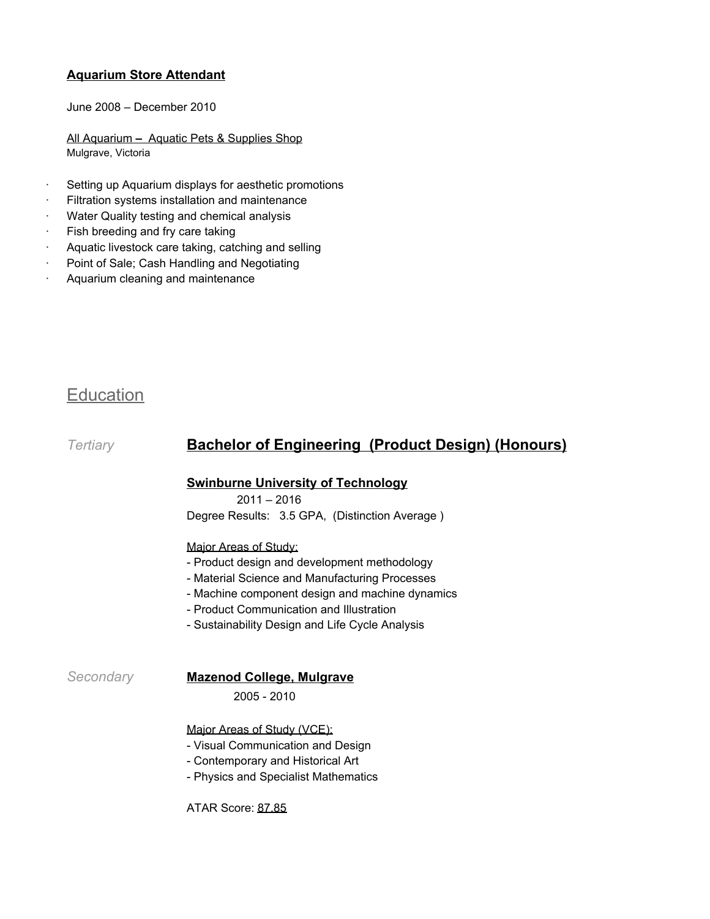**Aquarium Store Attendant**

June 2008 – December 2010

All Aquarium – Aquatic Pets & Supplies Shop
Mulgrave, Victoria

- Setting up Aquarium displays for aesthetic promotions
- Filtration systems installation and maintenance
- Water Quality testing and chemical analysis
- Fish breeding and fry care taking
- Aquatic livestock care taking, catching and selling
- Point of Sale; Cash Handling and Negotiating
- Aquarium cleaning and maintenance

## Education

*Tertiary*

### **Bachelor of Engineering (Product Design) (Honours)**

**Swinburne University of Technology**

2011 – 2016

Degree Results: 3.5 GPA, (Distinction Average )

Major Areas of Study:

- Product design and development methodology
- Material Science and Manufacturing Processes
- Machine component design and machine dynamics
- Product Communication and Illustration
- Sustainability Design and Life Cycle Analysis

*Secondary*

**Mazenod College, Mulgrave**

2005 - 2010

Major Areas of Study (VCE):

- Visual Communication and Design
- Contemporary and Historical Art
- Physics and Specialist Mathematics

ATAR Score: 87.85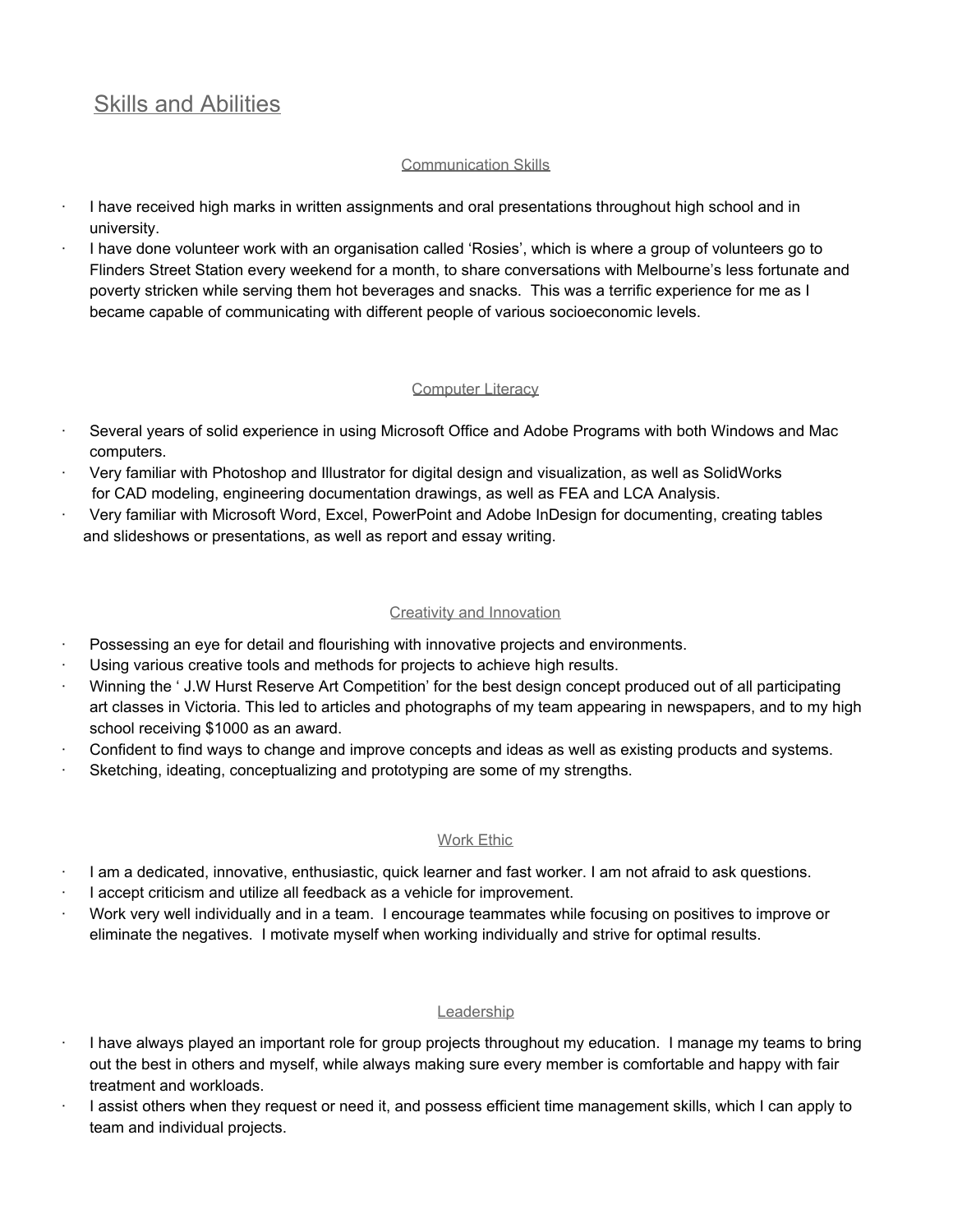## Skills and Abilities

### Communication Skills

- I have received high marks in written assignments and oral presentations throughout high school and in university.
- I have done volunteer work with an organisation called 'Rosies', which is where a group of volunteers go to Flinders Street Station every weekend for a month, to share conversations with Melbourne's less fortunate and poverty stricken while serving them hot beverages and snacks. This was a terrific experience for me as I became capable of communicating with different people of various socioeconomic levels.

### Computer Literacy

- Several years of solid experience in using Microsoft Office and Adobe Programs with both Windows and Mac computers.
- Very familiar with Photoshop and Illustrator for digital design and visualization, as well as SolidWorks for CAD modeling, engineering documentation drawings, as well as FEA and LCA Analysis.
- Very familiar with Microsoft Word, Excel, PowerPoint and Adobe InDesign for documenting, creating tables and slideshows or presentations, as well as report and essay writing.

### Creativity and Innovation

- Possessing an eye for detail and flourishing with innovative projects and environments.
- Using various creative tools and methods for projects to achieve high results.
- Winning the ' J.W Hurst Reserve Art Competition' for the best design concept produced out of all participating art classes in Victoria. This led to articles and photographs of my team appearing in newspapers, and to my high school receiving $1000 as an award.
- Confident to find ways to change and improve concepts and ideas as well as existing products and systems.
- Sketching, ideating, conceptualizing and prototyping are some of my strengths.

### Work Ethic

- I am a dedicated, innovative, enthusiastic, quick learner and fast worker. I am not afraid to ask questions.
- I accept criticism and utilize all feedback as a vehicle for improvement.
- Work very well individually and in a team. I encourage teammates while focusing on positives to improve or eliminate the negatives. I motivate myself when working individually and strive for optimal results.

### Leadership

- I have always played an important role for group projects throughout my education. I manage my teams to bring out the best in others and myself, while always making sure every member is comfortable and happy with fair treatment and workloads.
- I assist others when they request or need it, and possess efficient time management skills, which I can apply to team and individual projects.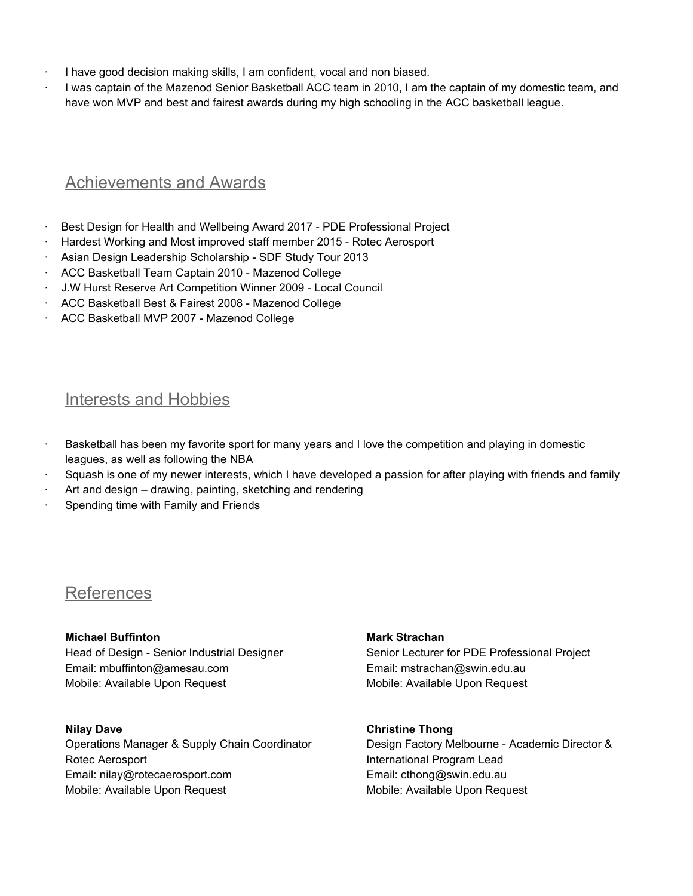- I have good decision making skills, I am confident, vocal and non biased.
- I was captain of the Mazenod Senior Basketball ACC team in 2010, I am the captain of my domestic team, and have won MVP and best and fairest awards during my high schooling in the ACC basketball league.

## Achievements and Awards

- Best Design for Health and Wellbeing Award 2017 - PDE Professional Project
- Hardest Working and Most improved staff member 2015 - Rotec Aerosport
- Asian Design Leadership Scholarship - SDF Study Tour 2013
- ACC Basketball Team Captain 2010 - Mazenod College
- J.W Hurst Reserve Art Competition Winner 2009 - Local Council
- ACC Basketball Best & Fairest 2008 - Mazenod College
- ACC Basketball MVP 2007 - Mazenod College

## Interests and Hobbies

- Basketball has been my favorite sport for many years and I love the competition and playing in domestic leagues, as well as following the NBA
- Squash is one of my newer interests, which I have developed a passion for after playing with friends and family
- Art and design – drawing, painting, sketching and rendering
- Spending time with Family and Friends

## References

**Michael Buffinton**
Head of Design - Senior Industrial Designer
Email: mbuffinton@amesau.com
Mobile: Available Upon Request

**Mark Strachan**
Senior Lecturer for PDE Professional Project
Email: mstrachan@swin.edu.au
Mobile: Available Upon Request

**Nilay Dave**
Operations Manager & Supply Chain Coordinator
Rotec Aerosport
Email: nilay@rotecaerosport.com
Mobile: Available Upon Request

**Christine Thong**
Design Factory Melbourne - Academic Director & International Program Lead
Email: cthong@swin.edu.au
Mobile: Available Upon Request